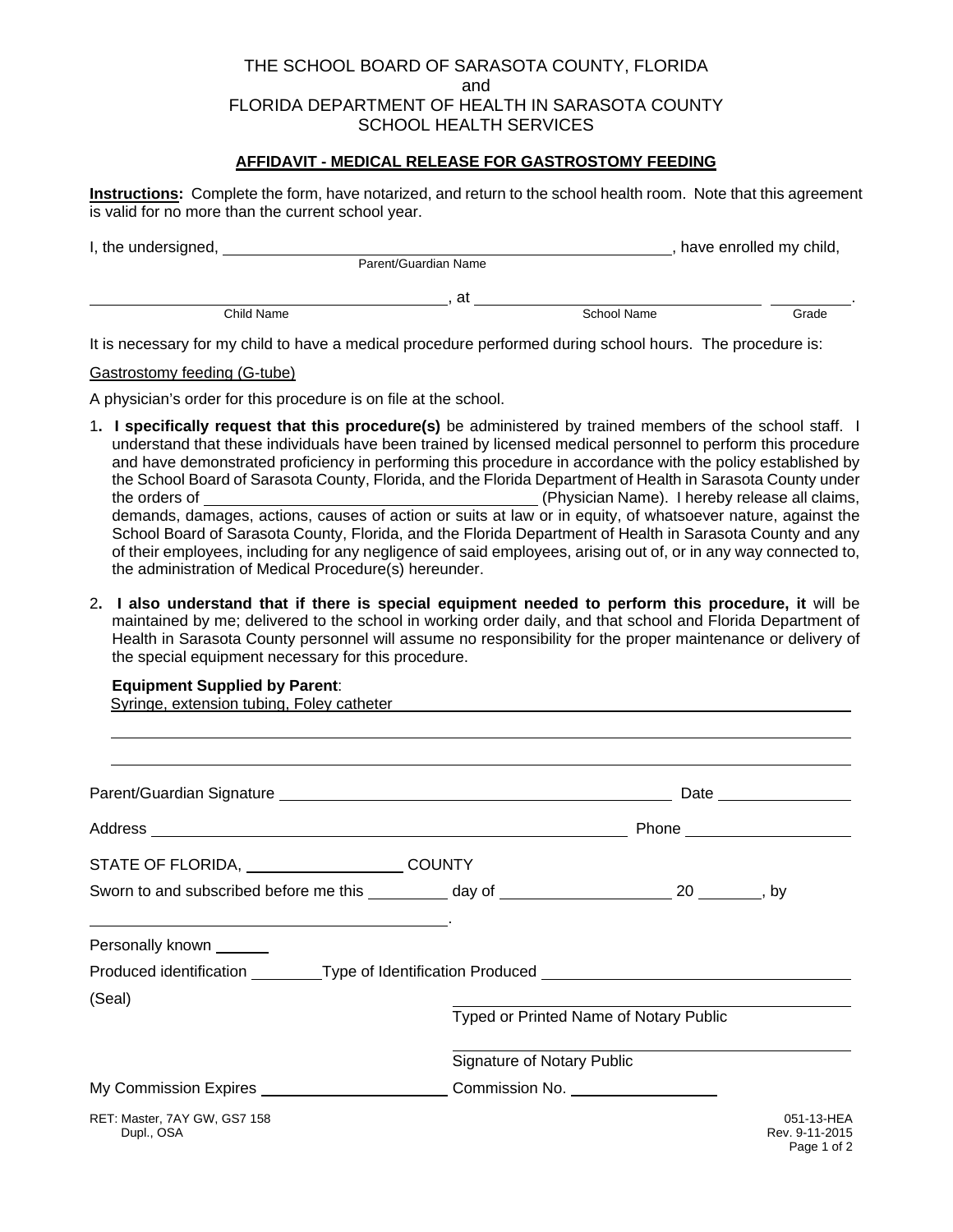THE SCHOOL BOARD OF SARASOTA COUNTY, FLORIDA
and
FLORIDA DEPARTMENT OF HEALTH IN SARASOTA COUNTY
SCHOOL HEALTH SERVICES

## AFFIDAVIT - MEDICAL RELEASE FOR GASTROSTOMY FEEDING

**Instructions:** Complete the form, have notarized, and return to the school health room. Note that this agreement is valid for no more than the current school year.

I, the undersigned, ______________________________ (Parent/Guardian Name), have enrolled my child,

______________________________ (Child Name), at ______________________________ (School Name) __________ (Grade).

It is necessary for my child to have a medical procedure performed during school hours. The procedure is:

Gastrostomy feeding (G-tube)

A physician's order for this procedure is on file at the school.

1. **I specifically request that this procedure(s)** be administered by trained members of the school staff. I understand that these individuals have been trained by licensed medical personnel to perform this procedure and have demonstrated proficiency in performing this procedure in accordance with the policy established by the School Board of Sarasota County, Florida, and the Florida Department of Health in Sarasota County under the orders of ______________________________ (Physician Name). I hereby release all claims, demands, damages, actions, causes of action or suits at law or in equity, of whatsoever nature, against the School Board of Sarasota County, Florida, and the Florida Department of Health in Sarasota County and any of their employees, including for any negligence of said employees, arising out of, or in any way connected to, the administration of Medical Procedure(s) hereunder.

2. **I also understand that if there is special equipment needed to perform this procedure, it** will be maintained by me; delivered to the school in working order daily, and that school and Florida Department of Health in Sarasota County personnel will assume no responsibility for the proper maintenance or delivery of the special equipment necessary for this procedure.

**Equipment Supplied by Parent**:
Syringe, extension tubing, Foley catheter

______________________________

______________________________

Parent/Guardian Signature ______________________________ Date ______________

Address ______________________________ Phone ______________

STATE OF FLORIDA, ______________ COUNTY

Sworn to and subscribed before me this ________ day of ______________ 20 ______, by

______________________________.

Personally known ______

Produced identification ________ Type of Identification Produced ______________________________

(Seal)

______________________________
Typed or Printed Name of Notary Public

______________________________
Signature of Notary Public

My Commission Expires ______________________ Commission No. ______________

RET: Master, 7AY GW, GS7 158
Dupl., OSA

051-13-HEA
Rev. 9-11-2015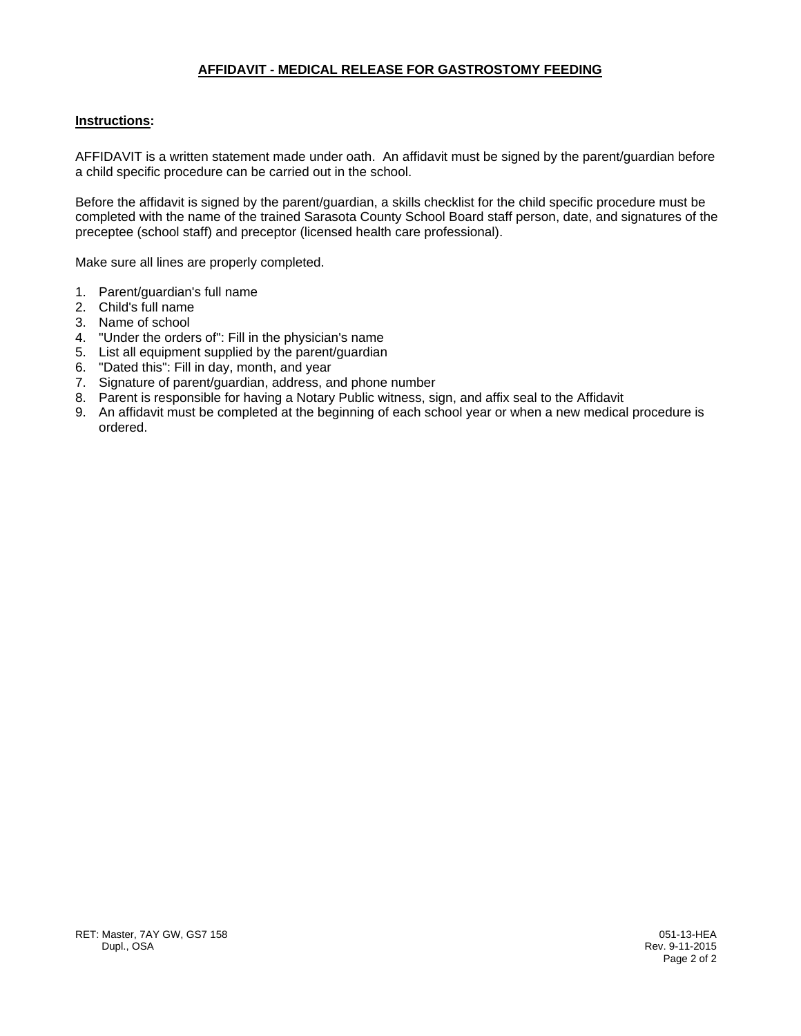# AFFIDAVIT - MEDICAL RELEASE FOR GASTROSTOMY FEEDING

**Instructions:**

AFFIDAVIT is a written statement made under oath. An affidavit must be signed by the parent/guardian before a child specific procedure can be carried out in the school.

Before the affidavit is signed by the parent/guardian, a skills checklist for the child specific procedure must be completed with the name of the trained Sarasota County School Board staff person, date, and signatures of the preceptee (school staff) and preceptor (licensed health care professional).

Make sure all lines are properly completed.

1. Parent/guardian's full name
2. Child's full name
3. Name of school
4. "Under the orders of": Fill in the physician's name
5. List all equipment supplied by the parent/guardian
6. "Dated this": Fill in day, month, and year
7. Signature of parent/guardian, address, and phone number
8. Parent is responsible for having a Notary Public witness, sign, and affix seal to the Affidavit
9. An affidavit must be completed at the beginning of each school year or when a new medical procedure is ordered.

RET: Master, 7AY GW, GS7 158
Dupl., OSA

051-13-HEA
Rev. 9-11-2015